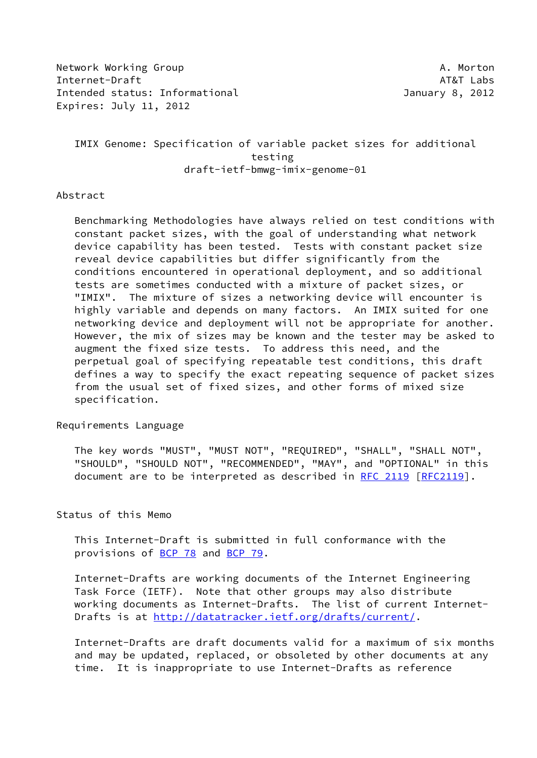Network Working Group A. Morton
Internet-Draft AT&T Labs
Intended status: Informational January 8, 2012
Expires: July 11, 2012

# IMIX Genome: Specification of variable packet sizes for additional testing
## draft-ietf-bmwg-imix-genome-01

## Abstract

Benchmarking Methodologies have always relied on test conditions with constant packet sizes, with the goal of understanding what network device capability has been tested. Tests with constant packet size reveal device capabilities but differ significantly from the conditions encountered in operational deployment, and so additional tests are sometimes conducted with a mixture of packet sizes, or "IMIX". The mixture of sizes a networking device will encounter is highly variable and depends on many factors. An IMIX suited for one networking device and deployment will not be appropriate for another. However, the mix of sizes may be known and the tester may be asked to augment the fixed size tests. To address this need, and the perpetual goal of specifying repeatable test conditions, this draft defines a way to specify the exact repeating sequence of packet sizes from the usual set of fixed sizes, and other forms of mixed size specification.

## Requirements Language

The key words "MUST", "MUST NOT", "REQUIRED", "SHALL", "SHALL NOT", "SHOULD", "SHOULD NOT", "RECOMMENDED", "MAY", and "OPTIONAL" in this document are to be interpreted as described in RFC 2119 [RFC2119].

## Status of this Memo

This Internet-Draft is submitted in full conformance with the provisions of BCP 78 and BCP 79.

Internet-Drafts are working documents of the Internet Engineering Task Force (IETF). Note that other groups may also distribute working documents as Internet-Drafts. The list of current Internet-Drafts is at http://datatracker.ietf.org/drafts/current/.

Internet-Drafts are draft documents valid for a maximum of six months and may be updated, replaced, or obsoleted by other documents at any time. It is inappropriate to use Internet-Drafts as reference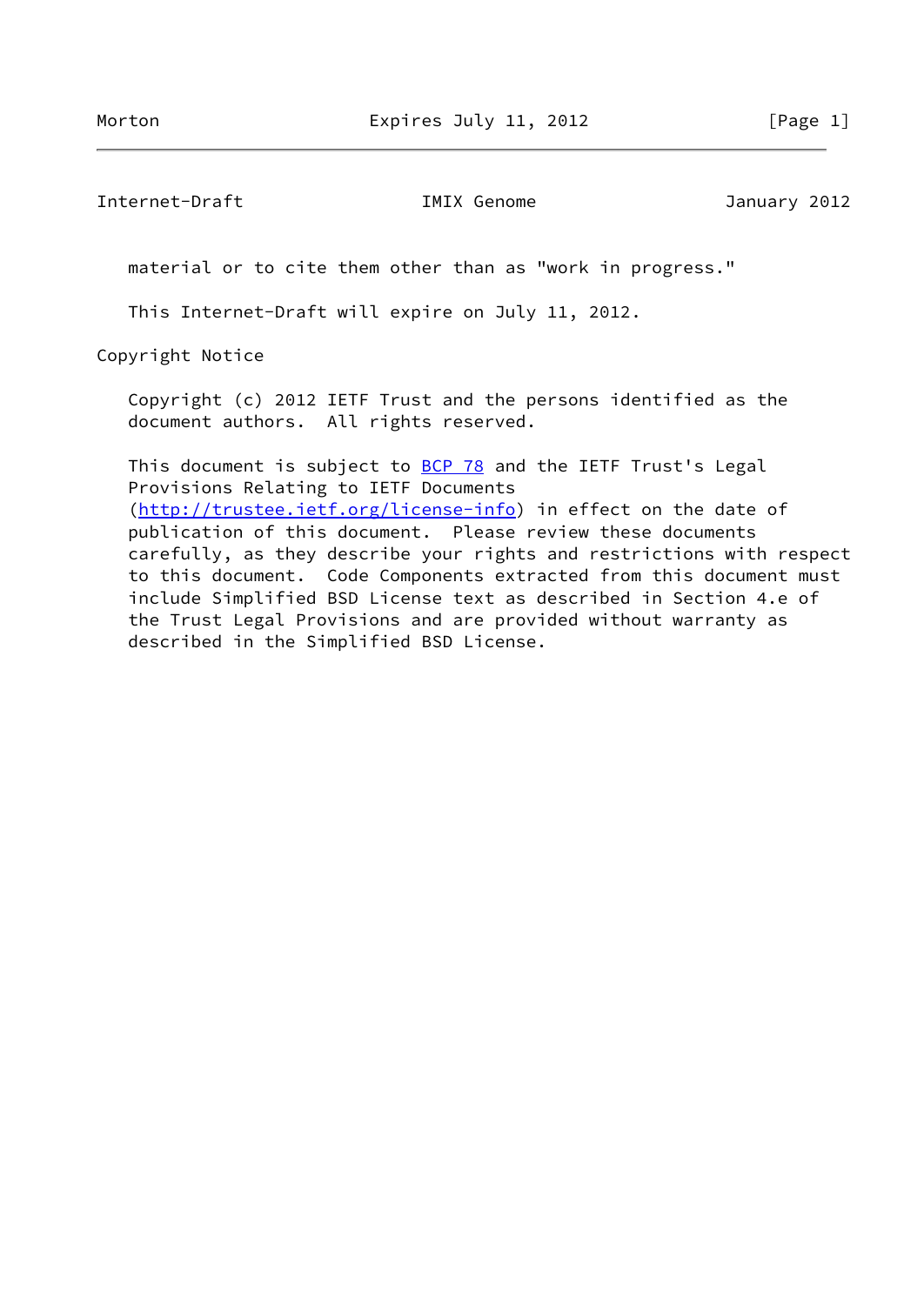material or to cite them other than as "work in progress."

This Internet-Draft will expire on July 11, 2012.

## Copyright Notice

Copyright (c) 2012 IETF Trust and the persons identified as the document authors. All rights reserved.

This document is subject to BCP 78 and the IETF Trust's Legal Provisions Relating to IETF Documents (http://trustee.ietf.org/license-info) in effect on the date of publication of this document. Please review these documents carefully, as they describe your rights and restrictions with respect to this document. Code Components extracted from this document must include Simplified BSD License text as described in Section 4.e of the Trust Legal Provisions and are provided without warranty as described in the Simplified BSD License.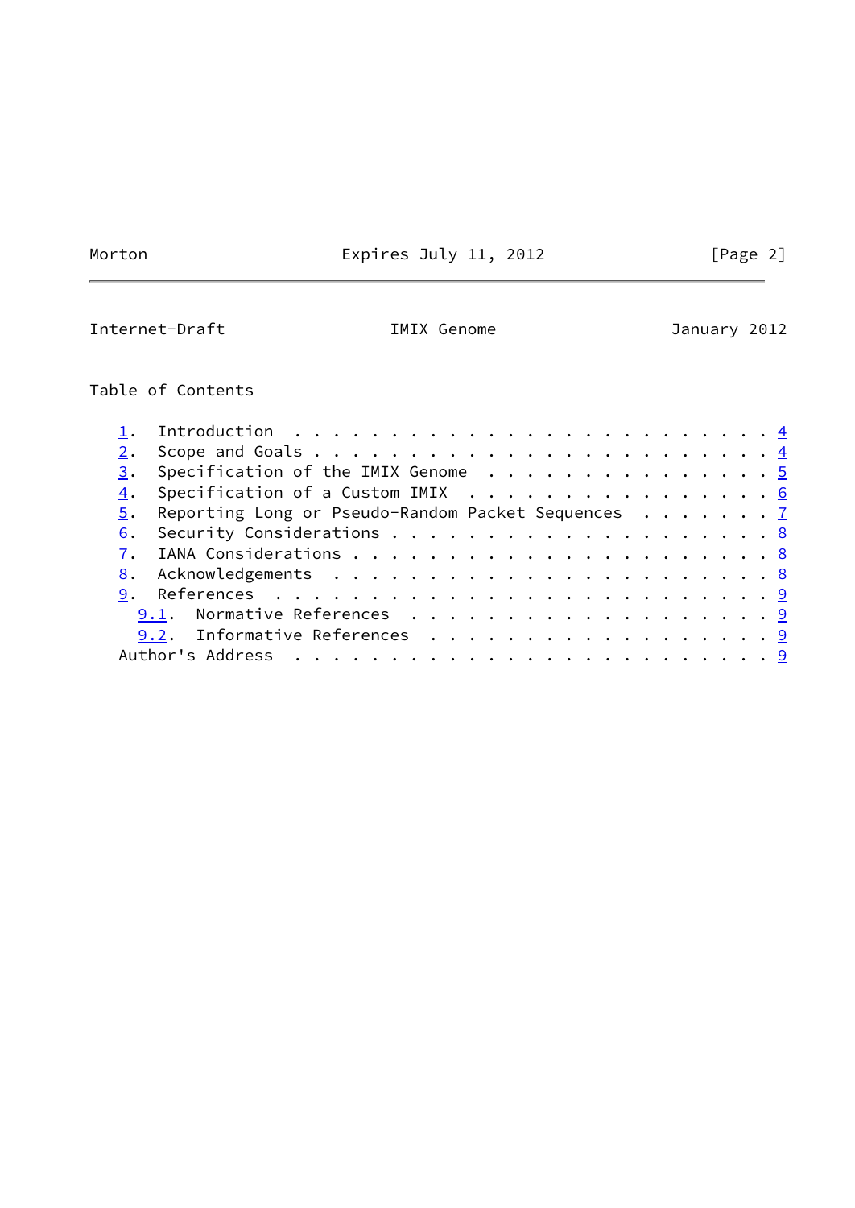Table of Contents

1. Introduction . . . . . . . . . . . . . . . . . . . . . . . . . 4
2. Scope and Goals . . . . . . . . . . . . . . . . . . . . . . . . 4
3. Specification of the IMIX Genome . . . . . . . . . . . . . . . 5
4. Specification of a Custom IMIX . . . . . . . . . . . . . . . . 6
5. Reporting Long or Pseudo-Random Packet Sequences . . . . . . . 7
6. Security Considerations . . . . . . . . . . . . . . . . . . . . 8
7. IANA Considerations . . . . . . . . . . . . . . . . . . . . . . 8
8. Acknowledgements . . . . . . . . . . . . . . . . . . . . . . . 8
9. References . . . . . . . . . . . . . . . . . . . . . . . . . . 9
   9.1. Normative References . . . . . . . . . . . . . . . . . . . 9
   9.2. Informative References . . . . . . . . . . . . . . . . . . 9

Author's Address . . . . . . . . . . . . . . . . . . . . . . . . 9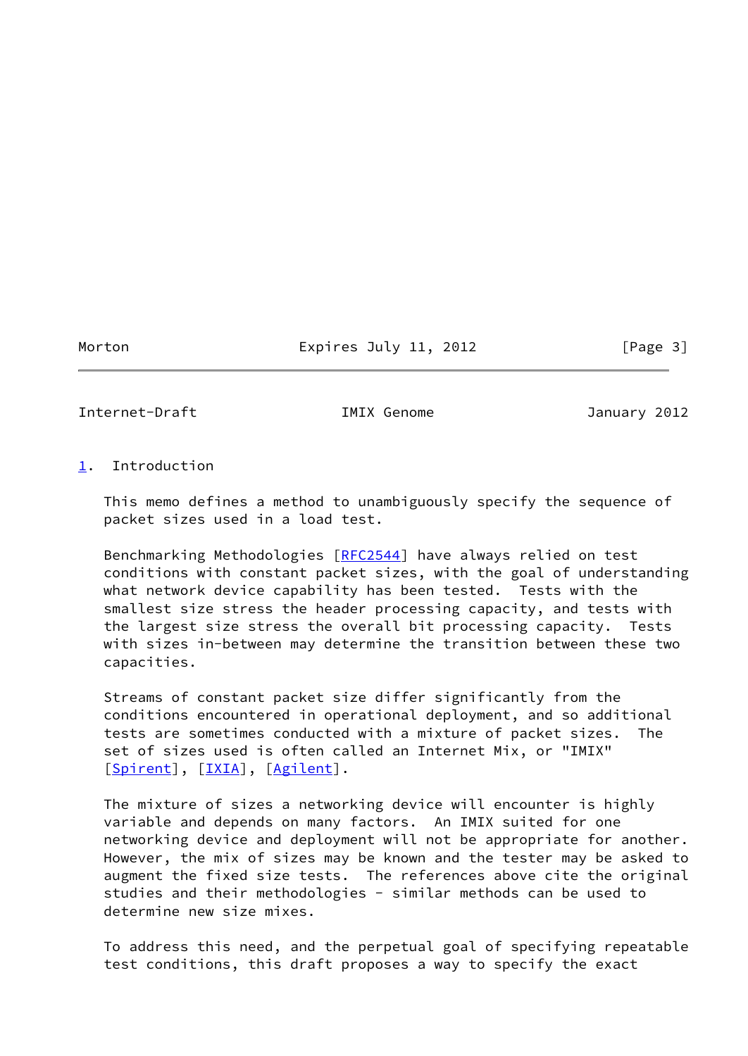## 1. Introduction

This memo defines a method to unambiguously specify the sequence of packet sizes used in a load test.

Benchmarking Methodologies [RFC2544] have always relied on test conditions with constant packet sizes, with the goal of understanding what network device capability has been tested. Tests with the smallest size stress the header processing capacity, and tests with the largest size stress the overall bit processing capacity. Tests with sizes in-between may determine the transition between these two capacities.

Streams of constant packet size differ significantly from the conditions encountered in operational deployment, and so additional tests are sometimes conducted with a mixture of packet sizes. The set of sizes used is often called an Internet Mix, or "IMIX" [Spirent], [IXIA], [Agilent].

The mixture of sizes a networking device will encounter is highly variable and depends on many factors. An IMIX suited for one networking device and deployment will not be appropriate for another. However, the mix of sizes may be known and the tester may be asked to augment the fixed size tests. The references above cite the original studies and their methodologies - similar methods can be used to determine new size mixes.

To address this need, and the perpetual goal of specifying repeatable test conditions, this draft proposes a way to specify the exact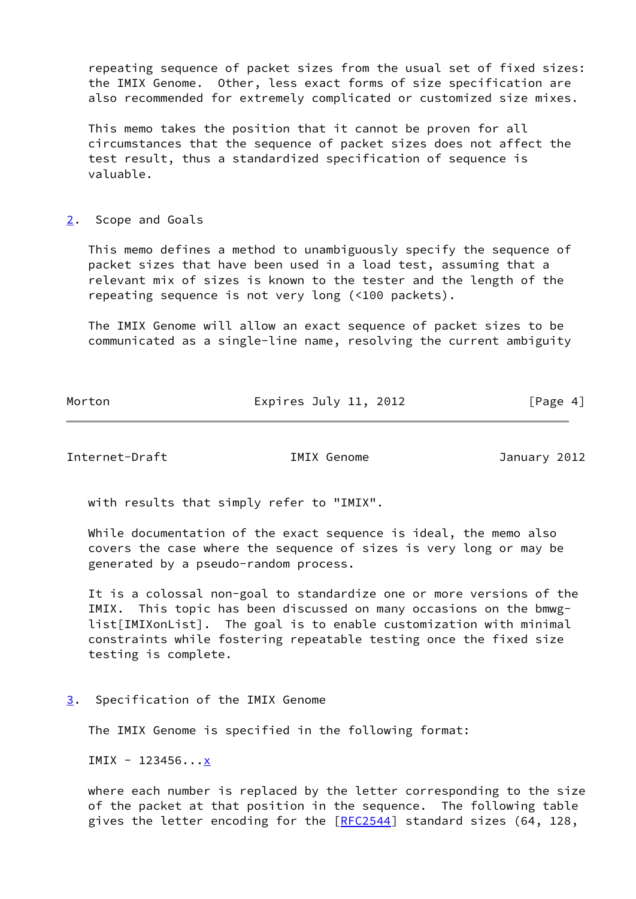repeating sequence of packet sizes from the usual set of fixed sizes: the IMIX Genome. Other, less exact forms of size specification are also recommended for extremely complicated or customized size mixes.

This memo takes the position that it cannot be proven for all circumstances that the sequence of packet sizes does not affect the test result, thus a standardized specification of sequence is valuable.

## 2. Scope and Goals

This memo defines a method to unambiguously specify the sequence of packet sizes that have been used in a load test, assuming that a relevant mix of sizes is known to the tester and the length of the repeating sequence is not very long (<100 packets).

The IMIX Genome will allow an exact sequence of packet sizes to be communicated as a single-line name, resolving the current ambiguity with results that simply refer to "IMIX".

While documentation of the exact sequence is ideal, the memo also covers the case where the sequence of sizes is very long or may be generated by a pseudo-random process.

It is a colossal non-goal to standardize one or more versions of the IMIX. This topic has been discussed on many occasions on the bmwg-list[IMIXonList]. The goal is to enable customization with minimal constraints while fostering repeatable testing once the fixed size testing is complete.

## 3. Specification of the IMIX Genome

The IMIX Genome is specified in the following format:

IMIX - 123456...x

where each number is replaced by the letter corresponding to the size of the packet at that position in the sequence. The following table gives the letter encoding for the [RFC2544] standard sizes (64, 128,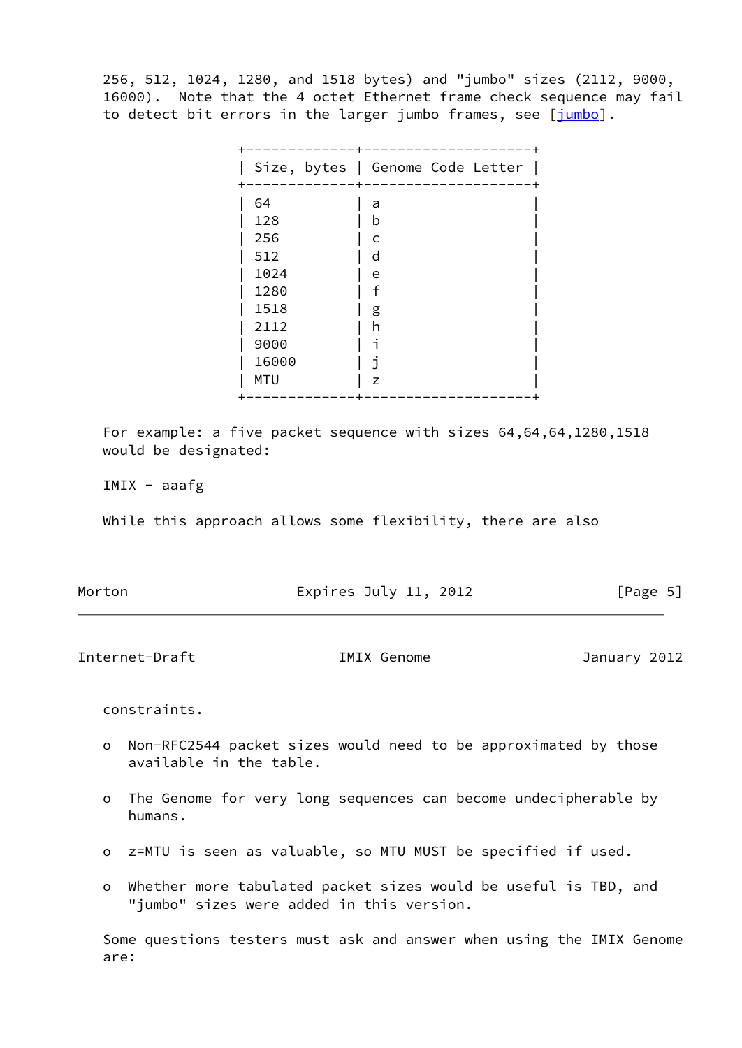256, 512, 1024, 1280, and 1518 bytes) and "jumbo" sizes (2112, 9000, 16000). Note that the 4 octet Ethernet frame check sequence may fail to detect bit errors in the larger jumbo frames, see [jumbo].

| Size, bytes | Genome Code Letter |
|---|---|
| 64 | a |
| 128 | b |
| 256 | c |
| 512 | d |
| 1024 | e |
| 1280 | f |
| 1518 | g |
| 2112 | h |
| 9000 | i |
| 16000 | j |
| MTU | z |

For example: a five packet sequence with sizes 64,64,64,1280,1518 would be designated:

IMIX - aaafg

While this approach allows some flexibility, there are also constraints.

- Non-RFC2544 packet sizes would need to be approximated by those available in the table.
- The Genome for very long sequences can become undecipherable by humans.
- z=MTU is seen as valuable, so MTU MUST be specified if used.
- Whether more tabulated packet sizes would be useful is TBD, and "jumbo" sizes were added in this version.

Some questions testers must ask and answer when using the IMIX Genome are: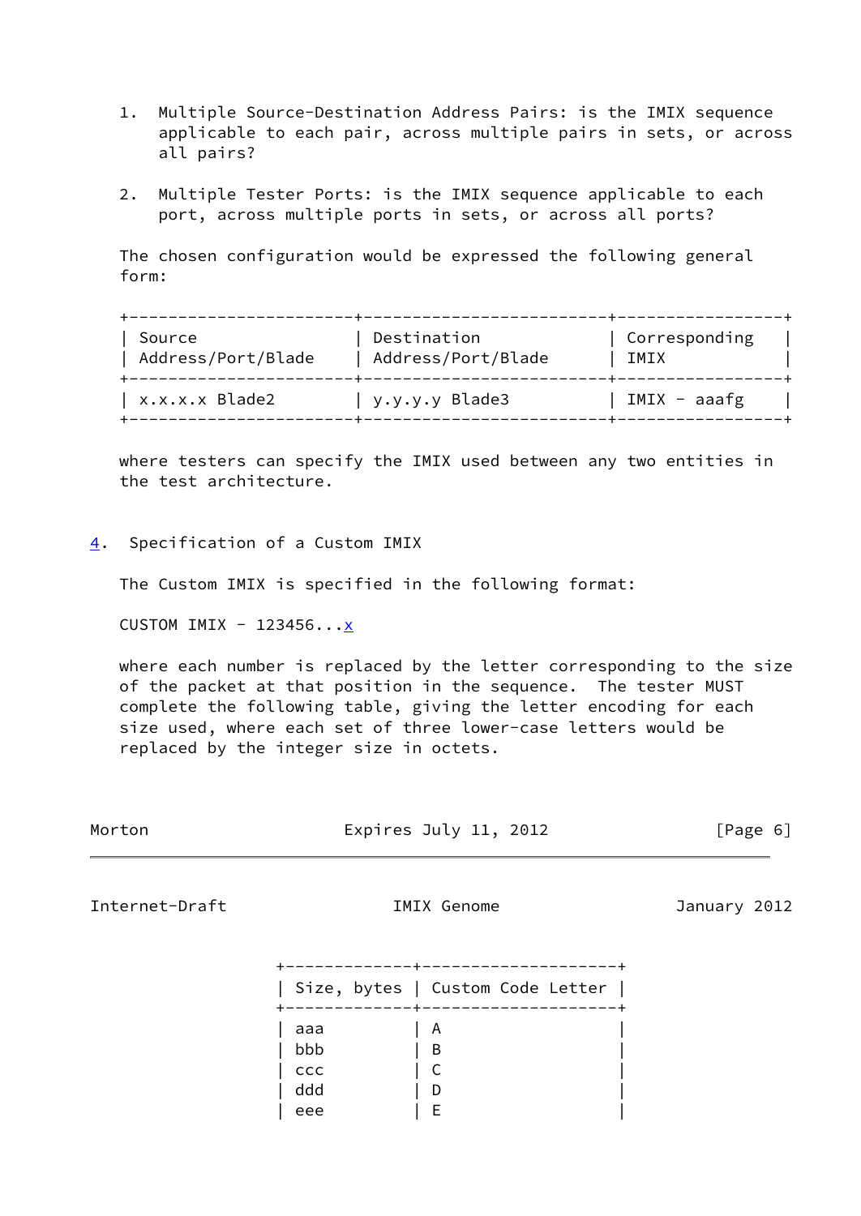1. Multiple Source-Destination Address Pairs: is the IMIX sequence applicable to each pair, across multiple pairs in sets, or across all pairs?

2. Multiple Tester Ports: is the IMIX sequence applicable to each port, across multiple ports in sets, or across all ports?

The chosen configuration would be expressed the following general form:

| Source Address/Port/Blade | Destination Address/Port/Blade | Corresponding IMIX |
|---|---|---|
| x.x.x.x Blade2 | y.y.y.y Blade3 | IMIX - aaafg |

where testers can specify the IMIX used between any two entities in the test architecture.

## 4. Specification of a Custom IMIX

The Custom IMIX is specified in the following format:

CUSTOM IMIX - 123456...x

where each number is replaced by the letter corresponding to the size of the packet at that position in the sequence. The tester MUST complete the following table, giving the letter encoding for each size used, where each set of three lower-case letters would be replaced by the integer size in octets.

| Size, bytes | Custom Code Letter |
|---|---|
| aaa | A |
| bbb | B |
| ccc | C |
| ddd | D |
| eee | E |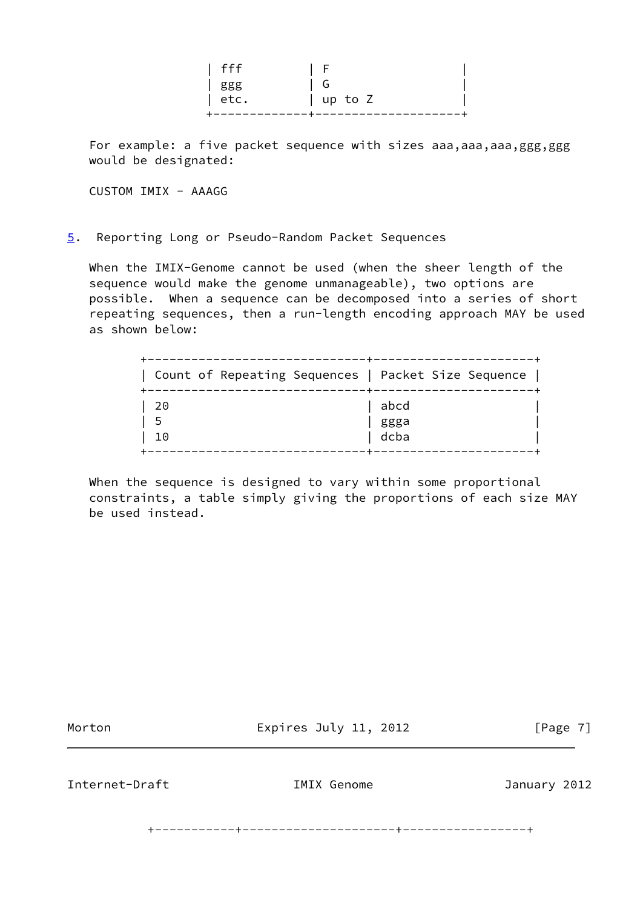| | |
|---|---|
| fff | F |
| ggg | G |
| etc. | up to Z |

For example: a five packet sequence with sizes aaa,aaa,aaa,ggg,ggg would be designated:

CUSTOM IMIX - AAAGG

## 5. Reporting Long or Pseudo-Random Packet Sequences

When the IMIX-Genome cannot be used (when the sheer length of the sequence would make the genome unmanageable), two options are possible. When a sequence can be decomposed into a series of short repeating sequences, then a run-length encoding approach MAY be used as shown below:

| Count of Repeating Sequences | Packet Size Sequence |
|---|---|
| 20 | abcd |
| 5 | ggga |
| 10 | dcba |

When the sequence is designed to vary within some proportional constraints, a table simply giving the proportions of each size MAY be used instead.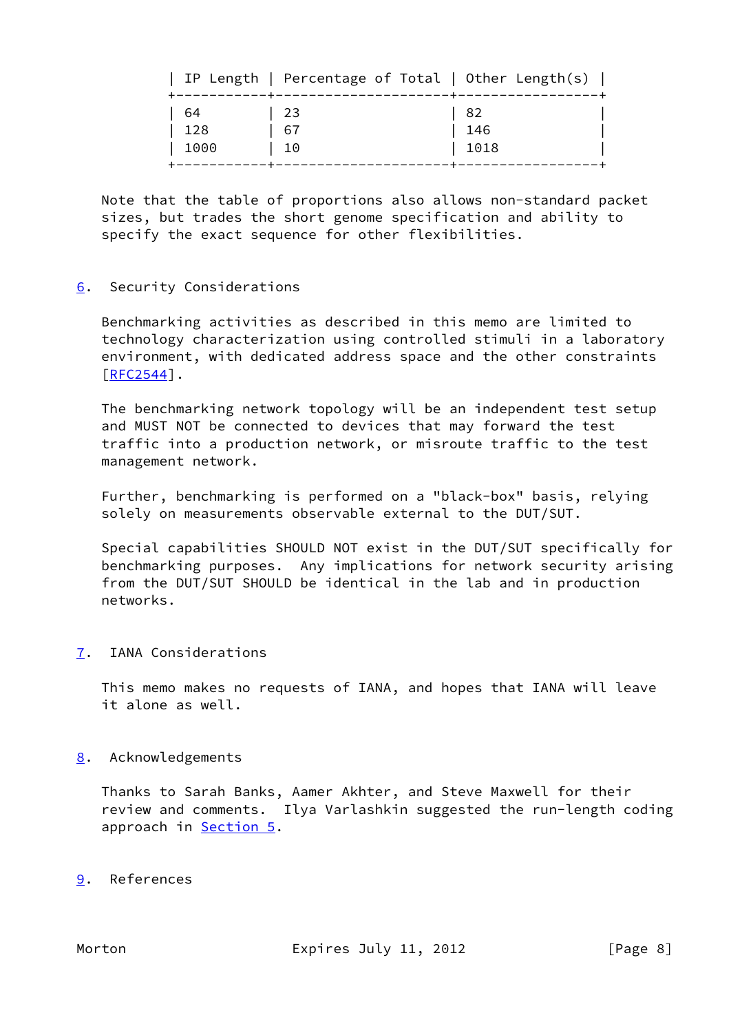| IP Length | Percentage of Total | Other Length(s) |
|---|---|---|
| 64 | 23 | 82 |
| 128 | 67 | 146 |
| 1000 | 10 | 1018 |

Note that the table of proportions also allows non-standard packet sizes, but trades the short genome specification and ability to specify the exact sequence for other flexibilities.

## 6. Security Considerations

Benchmarking activities as described in this memo are limited to technology characterization using controlled stimuli in a laboratory environment, with dedicated address space and the other constraints [RFC2544].

The benchmarking network topology will be an independent test setup and MUST NOT be connected to devices that may forward the test traffic into a production network, or misroute traffic to the test management network.

Further, benchmarking is performed on a "black-box" basis, relying solely on measurements observable external to the DUT/SUT.

Special capabilities SHOULD NOT exist in the DUT/SUT specifically for benchmarking purposes. Any implications for network security arising from the DUT/SUT SHOULD be identical in the lab and in production networks.

## 7. IANA Considerations

This memo makes no requests of IANA, and hopes that IANA will leave it alone as well.

## 8. Acknowledgements

Thanks to Sarah Banks, Aamer Akhter, and Steve Maxwell for their review and comments. Ilya Varlashkin suggested the run-length coding approach in Section 5.

## 9. References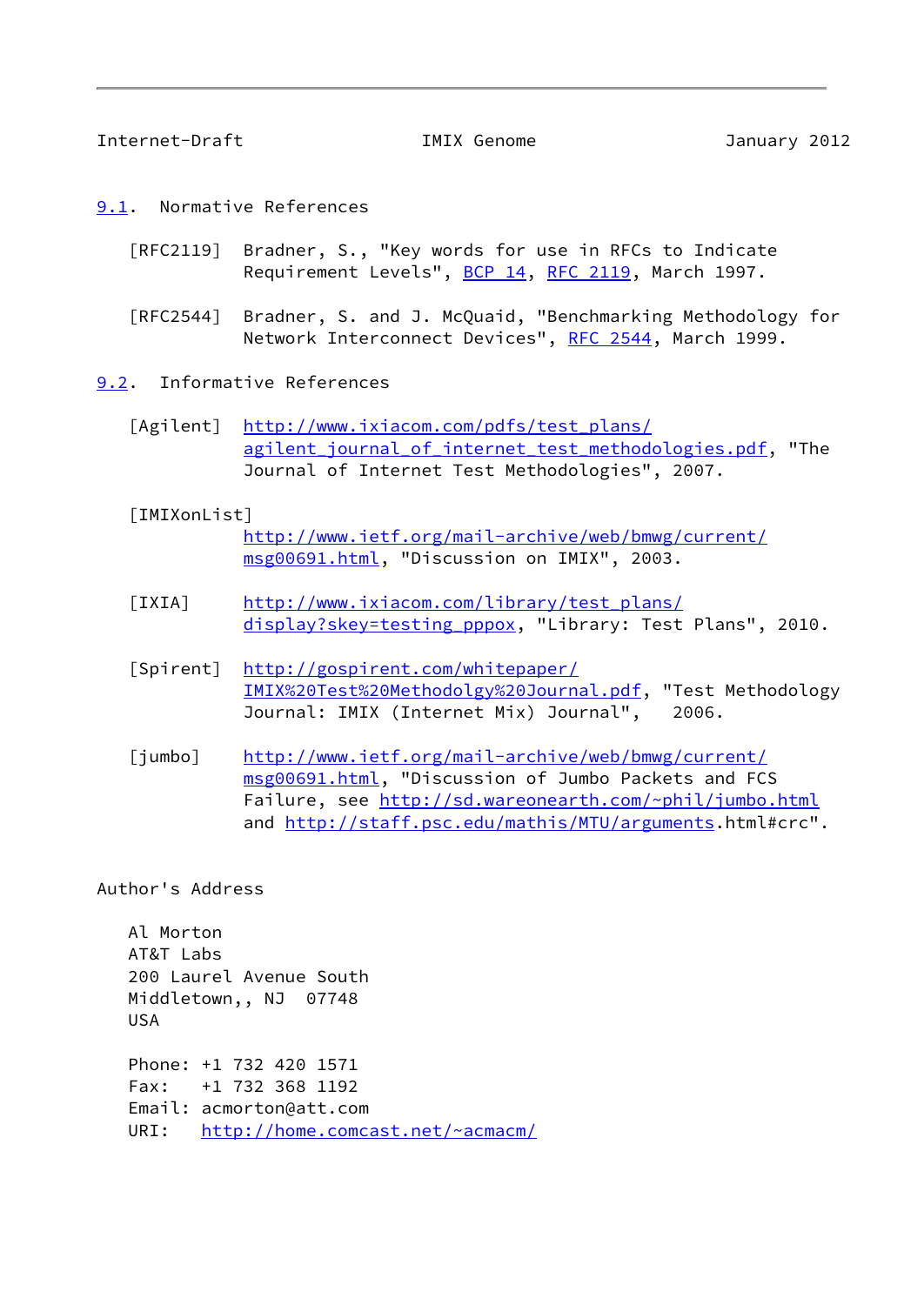## 9.1. Normative References

[RFC2119] Bradner, S., "Key words for use in RFCs to Indicate Requirement Levels", BCP 14, RFC 2119, March 1997.

[RFC2544] Bradner, S. and J. McQuaid, "Benchmarking Methodology for Network Interconnect Devices", RFC 2544, March 1999.

## 9.2. Informative References

[Agilent] http://www.ixiacom.com/pdfs/test_plans/agilent_journal_of_internet_test_methodologies.pdf, "The Journal of Internet Test Methodologies", 2007.

[IMIXonList] http://www.ietf.org/mail-archive/web/bmwg/current/msg00691.html, "Discussion on IMIX", 2003.

[IXIA] http://www.ixiacom.com/library/test_plans/display?skey=testing_pppox, "Library: Test Plans", 2010.

[Spirent] http://gospirent.com/whitepaper/IMIX%20Test%20Methodolgy%20Journal.pdf, "Test Methodology Journal: IMIX (Internet Mix) Journal", 2006.

[jumbo] http://www.ietf.org/mail-archive/web/bmwg/current/msg00691.html, "Discussion of Jumbo Packets and FCS Failure, see http://sd.wareonearth.com/~phil/jumbo.html and http://staff.psc.edu/mathis/MTU/arguments.html#crc".

# Author's Address

Al Morton
AT&T Labs
200 Laurel Avenue South
Middletown,, NJ 07748
USA

Phone: +1 732 420 1571
Fax: +1 732 368 1192
Email: acmorton@att.com
URI: http://home.comcast.net/~acmacm/